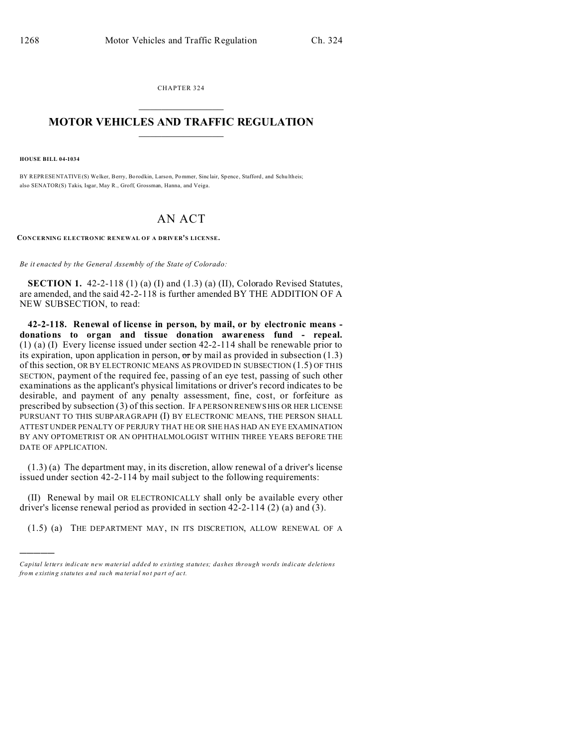CHAPTER 324

# MOTOR VEHICLES AND TRAFFIC REGULATION

**HOUSE BILL 04-1034**

BY REPRESENTATIVE(S) Welker, Berry, Borodkin, Larson, Pommer, Sinclair, Spence, Stafford, and Schultheis; also SENATOR(S) Takis, Isgar, May R., Groff, Grossman, Hanna, and Veiga.

# AN ACT

**CONCERNING ELECTRONIC RENEWAL OF A DRIVER'S LICENSE.**

*Be it enacted by the General Assembly of the State of Colorado:*

**SECTION 1.** 42-2-118 (1) (a) (I) and (1.3) (a) (II), Colorado Revised Statutes, are amended, and the said 42-2-118 is further amended BY THE ADDITION OF A NEW SUBSECTION, to read:

**42-2-118. Renewal of license in person, by mail, or by electronic means - donations to organ and tissue donation awareness fund - repeal.** (1) (a) (I) Every license issued under section 42-2-114 shall be renewable prior to its expiration, upon application in person, ~~or~~ by mail as provided in subsection (1.3) of this section, OR BY ELECTRONIC MEANS AS PROVIDED IN SUBSECTION (1.5) OF THIS SECTION, payment of the required fee, passing of an eye test, passing of such other examinations as the applicant's physical limitations or driver's record indicates to be desirable, and payment of any penalty assessment, fine, cost, or forfeiture as prescribed by subsection (3) of this section. IF A PERSON RENEWS HIS OR HER LICENSE PURSUANT TO THIS SUBPARAGRAPH (I) BY ELECTRONIC MEANS, THE PERSON SHALL ATTEST UNDER PENALTY OF PERJURY THAT HE OR SHE HAS HAD AN EYE EXAMINATION BY ANY OPTOMETRIST OR AN OPHTHALMOLOGIST WITHIN THREE YEARS BEFORE THE DATE OF APPLICATION.

(1.3) (a) The department may, in its discretion, allow renewal of a driver's license issued under section 42-2-114 by mail subject to the following requirements:

(II) Renewal by mail OR ELECTRONICALLY shall only be available every other driver's license renewal period as provided in section 42-2-114 (2) (a) and (3).

(1.5) (a) THE DEPARTMENT MAY, IN ITS DISCRETION, ALLOW RENEWAL OF A

---

*Capital letters indicate new material added to existing statutes; dashes through words indicate deletions from existing statutes and such material not part of act.*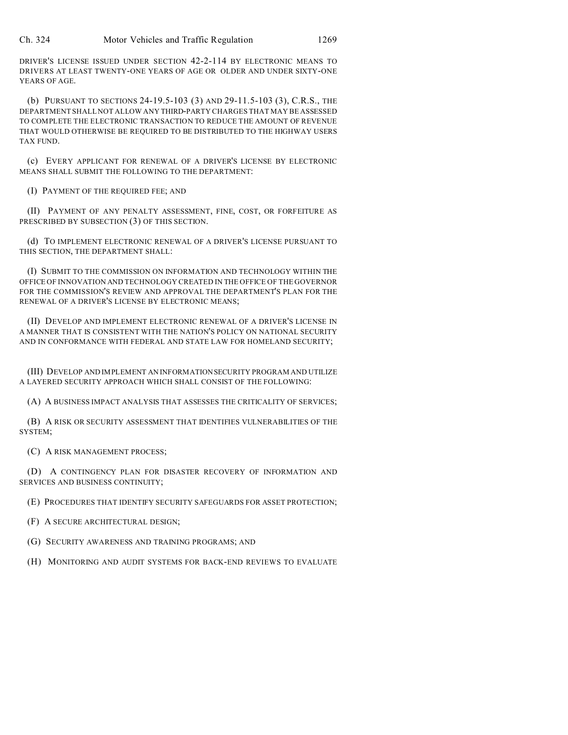DRIVER'S LICENSE ISSUED UNDER SECTION 42-2-114 BY ELECTRONIC MEANS TO DRIVERS AT LEAST TWENTY-ONE YEARS OF AGE OR OLDER AND UNDER SIXTY-ONE YEARS OF AGE.

(b) PURSUANT TO SECTIONS 24-19.5-103 (3) AND 29-11.5-103 (3), C.R.S., THE DEPARTMENT SHALL NOT ALLOW ANY THIRD-PARTY CHARGES THAT MAY BE ASSESSED TO COMPLETE THE ELECTRONIC TRANSACTION TO REDUCE THE AMOUNT OF REVENUE THAT WOULD OTHERWISE BE REQUIRED TO BE DISTRIBUTED TO THE HIGHWAY USERS TAX FUND.

(c) EVERY APPLICANT FOR RENEWAL OF A DRIVER'S LICENSE BY ELECTRONIC MEANS SHALL SUBMIT THE FOLLOWING TO THE DEPARTMENT:

(I) PAYMENT OF THE REQUIRED FEE; AND

(II) PAYMENT OF ANY PENALTY ASSESSMENT, FINE, COST, OR FORFEITURE AS PRESCRIBED BY SUBSECTION (3) OF THIS SECTION.

(d) TO IMPLEMENT ELECTRONIC RENEWAL OF A DRIVER'S LICENSE PURSUANT TO THIS SECTION, THE DEPARTMENT SHALL:

(I) SUBMIT TO THE COMMISSION ON INFORMATION AND TECHNOLOGY WITHIN THE OFFICE OF INNOVATION AND TECHNOLOGY CREATED IN THE OFFICE OF THE GOVERNOR FOR THE COMMISSION'S REVIEW AND APPROVAL THE DEPARTMENT'S PLAN FOR THE RENEWAL OF A DRIVER'S LICENSE BY ELECTRONIC MEANS;

(II) DEVELOP AND IMPLEMENT ELECTRONIC RENEWAL OF A DRIVER'S LICENSE IN A MANNER THAT IS CONSISTENT WITH THE NATION'S POLICY ON NATIONAL SECURITY AND IN CONFORMANCE WITH FEDERAL AND STATE LAW FOR HOMELAND SECURITY;

(III) DEVELOP AND IMPLEMENT AN INFORMATION SECURITY PROGRAM AND UTILIZE A LAYERED SECURITY APPROACH WHICH SHALL CONSIST OF THE FOLLOWING:

(A) A BUSINESS IMPACT ANALYSIS THAT ASSESSES THE CRITICALITY OF SERVICES;

(B) A RISK OR SECURITY ASSESSMENT THAT IDENTIFIES VULNERABILITIES OF THE SYSTEM;

(C) A RISK MANAGEMENT PROCESS;

(D) A CONTINGENCY PLAN FOR DISASTER RECOVERY OF INFORMATION AND SERVICES AND BUSINESS CONTINUITY;

(E) PROCEDURES THAT IDENTIFY SECURITY SAFEGUARDS FOR ASSET PROTECTION;

(F) A SECURE ARCHITECTURAL DESIGN;

(G) SECURITY AWARENESS AND TRAINING PROGRAMS; AND

(H) MONITORING AND AUDIT SYSTEMS FOR BACK-END REVIEWS TO EVALUATE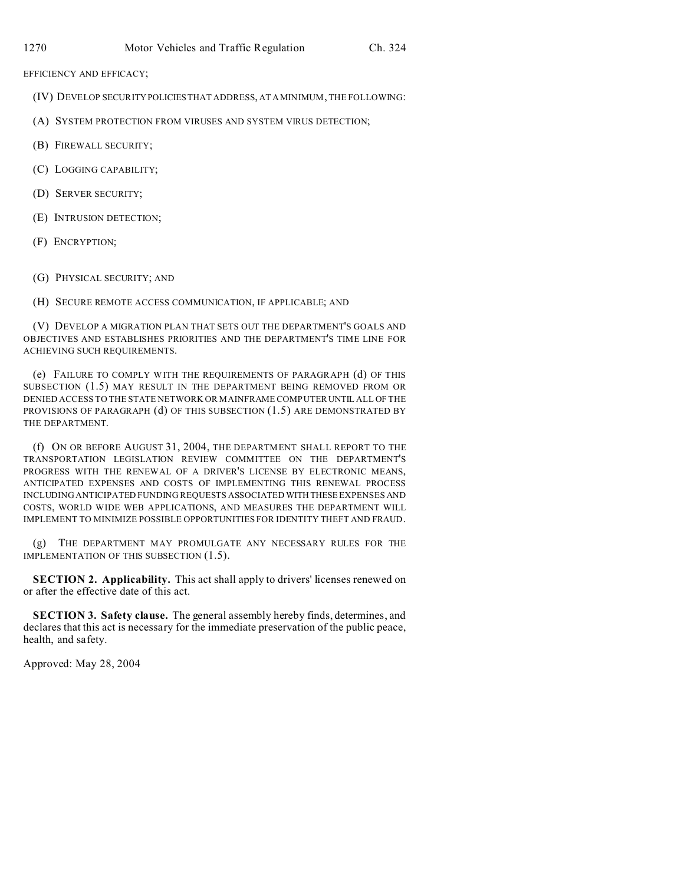EFFICIENCY AND EFFICACY;

(IV) DEVELOP SECURITY POLICIES THAT ADDRESS, AT A MINIMUM, THE FOLLOWING:

(A) SYSTEM PROTECTION FROM VIRUSES AND SYSTEM VIRUS DETECTION;

(B) FIREWALL SECURITY;

(C) LOGGING CAPABILITY;

(D) SERVER SECURITY;

(E) INTRUSION DETECTION;

(F) ENCRYPTION;

(G) PHYSICAL SECURITY; AND

(H) SECURE REMOTE ACCESS COMMUNICATION, IF APPLICABLE; AND

(V) DEVELOP A MIGRATION PLAN THAT SETS OUT THE DEPARTMENT'S GOALS AND OBJECTIVES AND ESTABLISHES PRIORITIES AND THE DEPARTMENT'S TIME LINE FOR ACHIEVING SUCH REQUIREMENTS.

(e) FAILURE TO COMPLY WITH THE REQUIREMENTS OF PARAGRAPH (d) OF THIS SUBSECTION (1.5) MAY RESULT IN THE DEPARTMENT BEING REMOVED FROM OR DENIED ACCESS TO THE STATE NETWORK OR MAINFRAME COMPUTER UNTIL ALL OF THE PROVISIONS OF PARAGRAPH (d) OF THIS SUBSECTION (1.5) ARE DEMONSTRATED BY THE DEPARTMENT.

(f) ON OR BEFORE AUGUST 31, 2004, THE DEPARTMENT SHALL REPORT TO THE TRANSPORTATION LEGISLATION REVIEW COMMITTEE ON THE DEPARTMENT'S PROGRESS WITH THE RENEWAL OF A DRIVER'S LICENSE BY ELECTRONIC MEANS, ANTICIPATED EXPENSES AND COSTS OF IMPLEMENTING THIS RENEWAL PROCESS INCLUDING ANTICIPATED FUNDING REQUESTS ASSOCIATED WITH THESE EXPENSES AND COSTS, WORLD WIDE WEB APPLICATIONS, AND MEASURES THE DEPARTMENT WILL IMPLEMENT TO MINIMIZE POSSIBLE OPPORTUNITIES FOR IDENTITY THEFT AND FRAUD.

(g) THE DEPARTMENT MAY PROMULGATE ANY NECESSARY RULES FOR THE IMPLEMENTATION OF THIS SUBSECTION (1.5).

**SECTION 2. Applicability.** This act shall apply to drivers' licenses renewed on or after the effective date of this act.

**SECTION 3. Safety clause.** The general assembly hereby finds, determines, and declares that this act is necessary for the immediate preservation of the public peace, health, and safety.

Approved: May 28, 2004